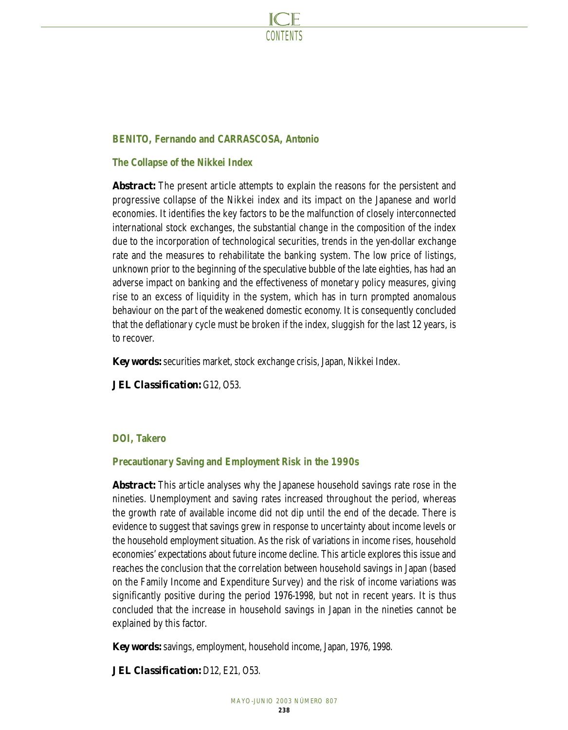**BENITO, Fernando and CARRASCOSA, Antonio**

**The Collapse of the Nikkei Index**

***Abstract:*** The present article attempts to explain the reasons for the persistent and progressive collapse of the Nikkei index and its impact on the Japanese and world economies. It identifies the key factors to be the malfunction of closely interconnected international stock exchanges, the substantial change in the composition of the index due to the incorporation of technological securities, trends in the yen-dollar exchange rate and the measures to rehabilitate the banking system. The low price of listings, unknown prior to the beginning of the speculative bubble of the late eighties, has had an adverse impact on banking and the effectiveness of monetary policy measures, giving rise to an excess of liquidity in the system, which has in turn prompted anomalous behaviour on the part of the weakened domestic economy. It is consequently concluded that the deflationary cycle must be broken if the index, sluggish for the last 12 years, is to recover.

***Key words:*** securities market, stock exchange crisis, Japan, Nikkei Index.

***JEL Classification:*** G12, O53.

**DOI, Takero**

**Precautionary Saving and Employment Risk in the 1990s**

***Abstract:*** This article analyses why the Japanese household savings rate rose in the nineties. Unemployment and saving rates increased throughout the period, whereas the growth rate of available income did not dip until the end of the decade. There is evidence to suggest that savings grew in response to uncertainty about income levels or the household employment situation. As the risk of variations in income rises, household economies' expectations about future income decline. This article explores this issue and reaches the conclusion that the correlation between household savings in Japan (based on the Family Income and Expenditure Survey) and the risk of income variations was significantly positive during the period 1976-1998, but not in recent years. It is thus concluded that the increase in household savings in Japan in the nineties cannot be explained by this factor.

***Key words:*** savings, employment, household income, Japan, 1976, 1998.

***JEL Classification:*** D12, E21, O53.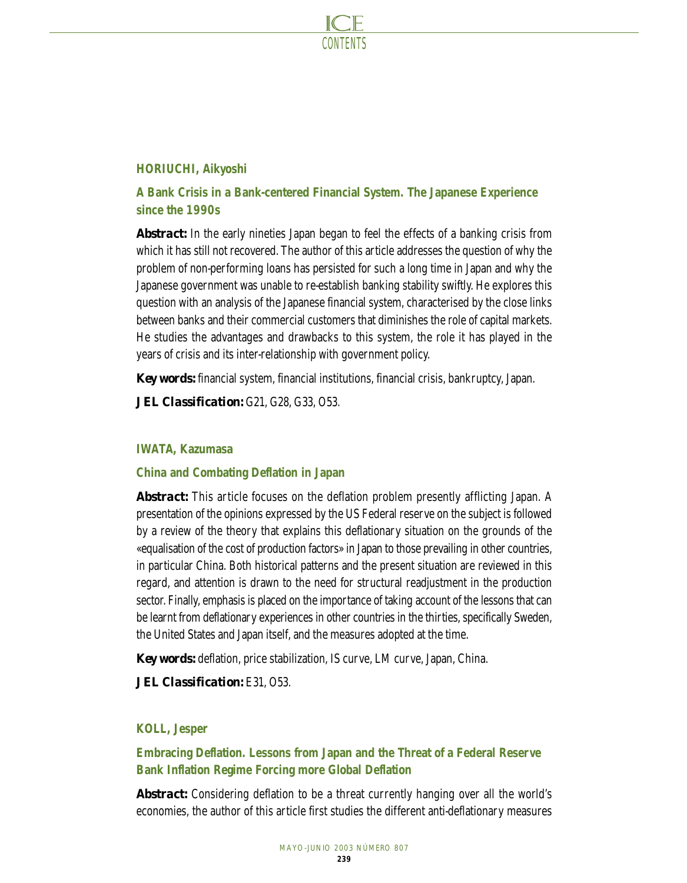### HORIUCHI, Aikyoshi

### A Bank Crisis in a Bank-centered Financial System. The Japanese Experience since the 1990s

***Abstract:*** In the early nineties Japan began to feel the effects of a banking crisis from which it has still not recovered. The author of this article addresses the question of why the problem of non-performing loans has persisted for such a long time in Japan and why the Japanese government was unable to re-establish banking stability swiftly. He explores this question with an analysis of the Japanese financial system, characterised by the close links between banks and their commercial customers that diminishes the role of capital markets. He studies the advantages and drawbacks to this system, the role it has played in the years of crisis and its inter-relationship with government policy.

***Key words:*** financial system, financial institutions, financial crisis, bankruptcy, Japan.

***JEL Classification:*** G21, G28, G33, O53.

### IWATA, Kazumasa

### China and Combating Deflation in Japan

***Abstract:*** This article focuses on the deflation problem presently afflicting Japan. A presentation of the opinions expressed by the US Federal reserve on the subject is followed by a review of the theory that explains this deflationary situation on the grounds of the «equalisation of the cost of production factors» in Japan to those prevailing in other countries, in particular China. Both historical patterns and the present situation are reviewed in this regard, and attention is drawn to the need for structural readjustment in the production sector. Finally, emphasis is placed on the importance of taking account of the lessons that can be learnt from deflationary experiences in other countries in the thirties, specifically Sweden, the United States and Japan itself, and the measures adopted at the time.

***Key words:*** deflation, price stabilization, IS curve, LM curve, Japan, China.

***JEL Classification:*** E31, O53.

### KOLL, Jesper

### Embracing Deflation. Lessons from Japan and the Threat of a Federal Reserve Bank Inflation Regime Forcing more Global Deflation

***Abstract:*** Considering deflation to be a threat currently hanging over all the world's economies, the author of this article first studies the different anti-deflationary measures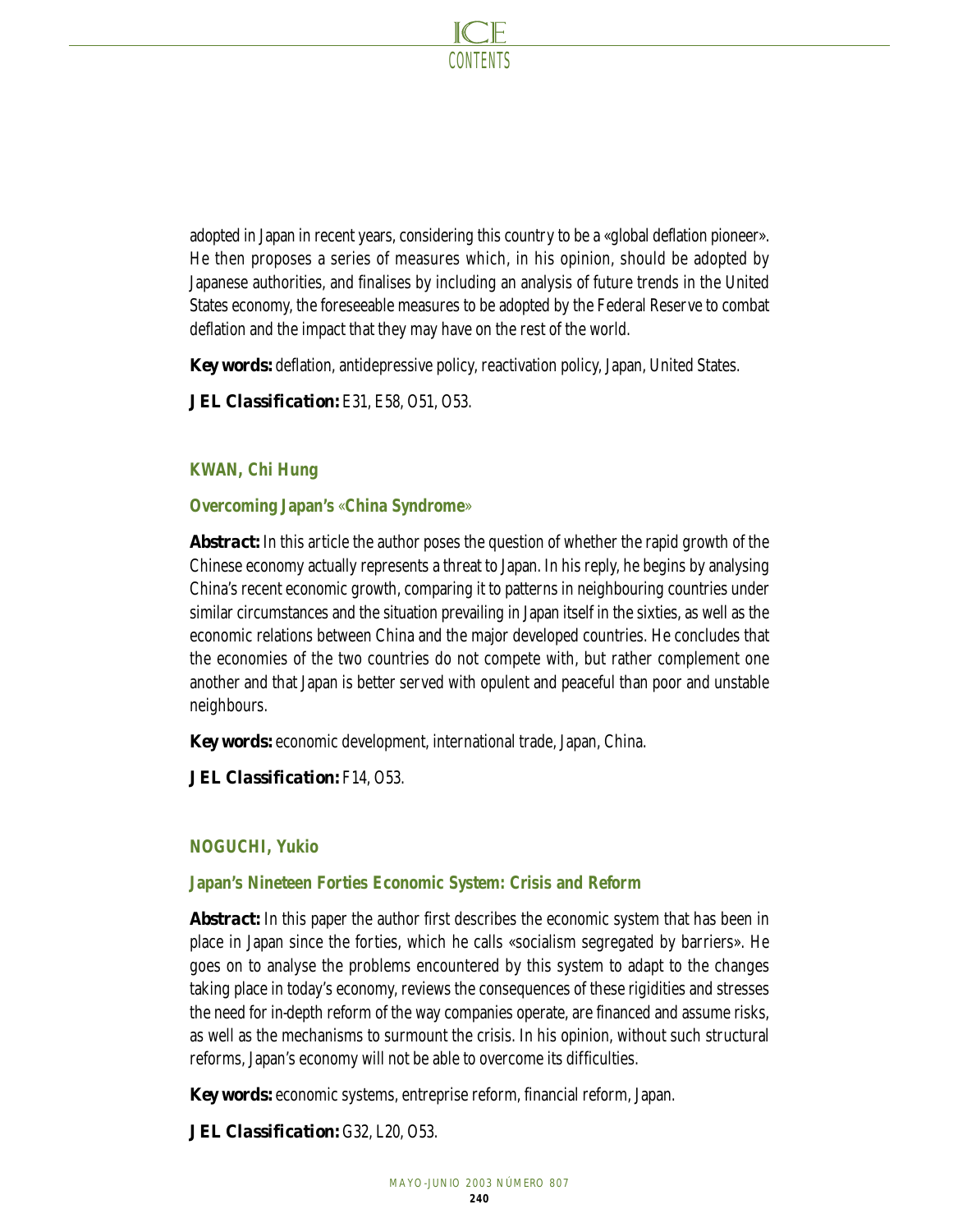adopted in Japan in recent years, considering this country to be a «global deflation pioneer». He then proposes a series of measures which, in his opinion, should be adopted by Japanese authorities, and finalises by including an analysis of future trends in the United States economy, the foreseeable measures to be adopted by the Federal Reserve to combat deflation and the impact that they may have on the rest of the world.

**Key words:** deflation, antidepressive policy, reactivation policy, Japan, United States.

***JEL Classification:*** E31, E58, O51, O53.

### KWAN, Chi Hung

### Overcoming Japan's «China Syndrome»

***Abstract:*** In this article the author poses the question of whether the rapid growth of the Chinese economy actually represents a threat to Japan. In his reply, he begins by analysing China's recent economic growth, comparing it to patterns in neighbouring countries under similar circumstances and the situation prevailing in Japan itself in the sixties, as well as the economic relations between China and the major developed countries. He concludes that the economies of the two countries do not compete with, but rather complement one another and that Japan is better served with opulent and peaceful than poor and unstable neighbours.

**Key words:** economic development, international trade, Japan, China.

***JEL Classification:*** F14, O53.

### NOGUCHI, Yukio

### Japan's Nineteen Forties Economic System: Crisis and Reform

***Abstract:*** In this paper the author first describes the economic system that has been in place in Japan since the forties, which he calls «socialism segregated by barriers». He goes on to analyse the problems encountered by this system to adapt to the changes taking place in today's economy, reviews the consequences of these rigidities and stresses the need for in-depth reform of the way companies operate, are financed and assume risks, as well as the mechanisms to surmount the crisis. In his opinion, without such structural reforms, Japan's economy will not be able to overcome its difficulties.

**Key words:** economic systems, entreprise reform, financial reform, Japan.

***JEL Classification:*** G32, L20, O53.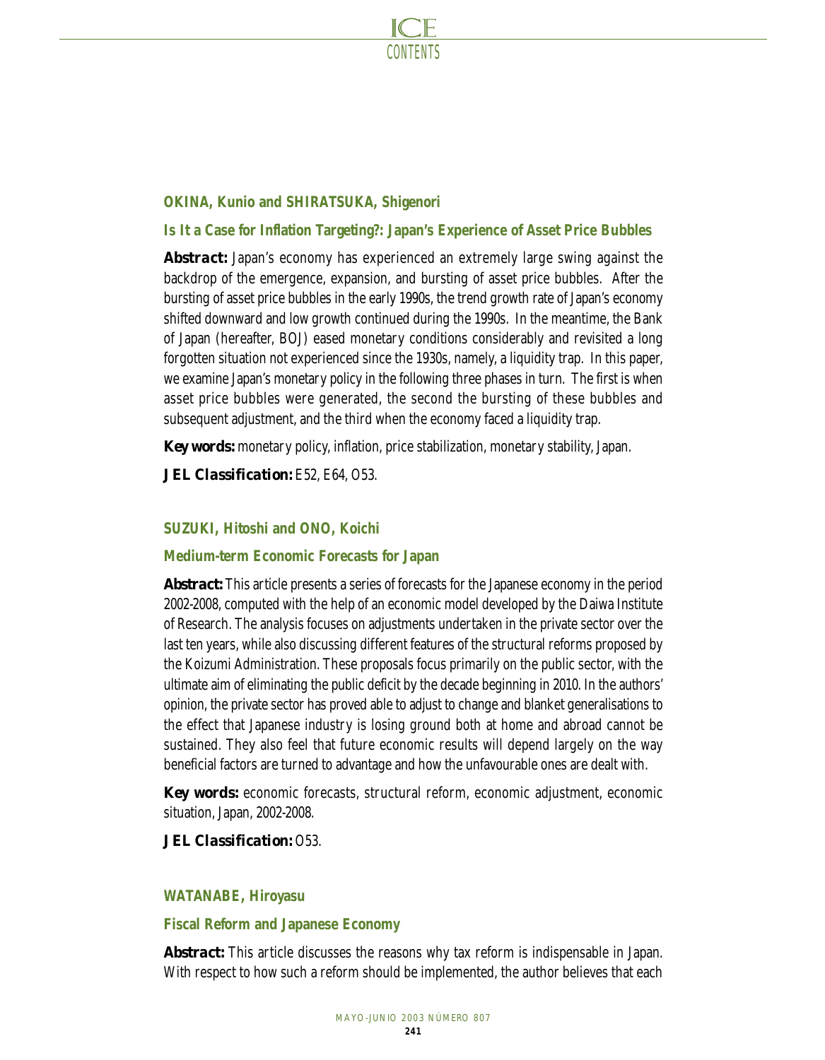**OKINA, Kunio and SHIRATSUKA, Shigenori**

**Is It a Case for Inflation Targeting?: Japan's Experience of Asset Price Bubbles**

***Abstract:*** Japan's economy has experienced an extremely large swing against the backdrop of the emergence, expansion, and bursting of asset price bubbles. After the bursting of asset price bubbles in the early 1990s, the trend growth rate of Japan's economy shifted downward and low growth continued during the 1990s. In the meantime, the Bank of Japan (hereafter, BOJ) eased monetary conditions considerably and revisited a long forgotten situation not experienced since the 1930s, namely, a liquidity trap. In this paper, we examine Japan's monetary policy in the following three phases in turn. The first is when asset price bubbles were generated, the second the bursting of these bubbles and subsequent adjustment, and the third when the economy faced a liquidity trap.

***Key words:*** monetary policy, inflation, price stabilization, monetary stability, Japan.

***JEL Classification:*** E52, E64, O53.

**SUZUKI, Hitoshi and ONO, Koichi**

**Medium-term Economic Forecasts for Japan**

***Abstract:*** This article presents a series of forecasts for the Japanese economy in the period 2002-2008, computed with the help of an economic model developed by the Daiwa Institute of Research. The analysis focuses on adjustments undertaken in the private sector over the last ten years, while also discussing different features of the structural reforms proposed by the Koizumi Administration. These proposals focus primarily on the public sector, with the ultimate aim of eliminating the public deficit by the decade beginning in 2010. In the authors' opinion, the private sector has proved able to adjust to change and blanket generalisations to the effect that Japanese industry is losing ground both at home and abroad cannot be sustained. They also feel that future economic results will depend largely on the way beneficial factors are turned to advantage and how the unfavourable ones are dealt with.

***Key words:*** economic forecasts, structural reform, economic adjustment, economic situation, Japan, 2002-2008.

***JEL Classification:*** O53.

**WATANABE, Hiroyasu**

**Fiscal Reform and Japanese Economy**

***Abstract:*** This article discusses the reasons why tax reform is indispensable in Japan. With respect to how such a reform should be implemented, the author believes that each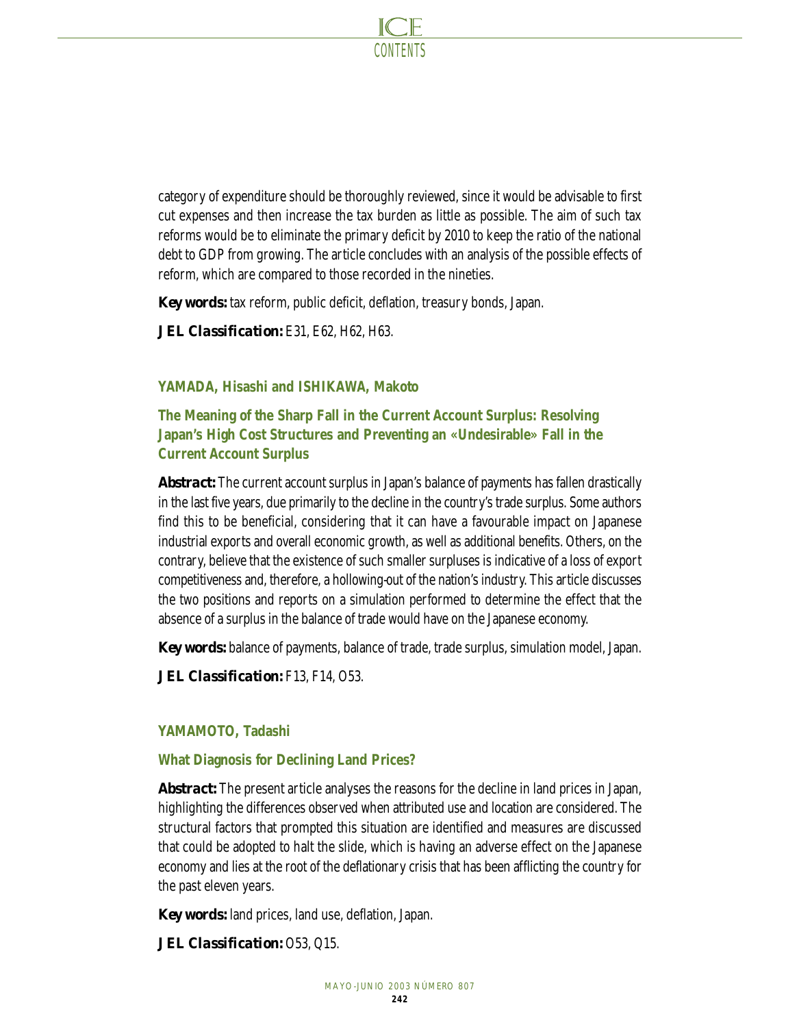category of expenditure should be thoroughly reviewed, since it would be advisable to first cut expenses and then increase the tax burden as little as possible. The aim of such tax reforms would be to eliminate the primary deficit by 2010 to keep the ratio of the national debt to GDP from growing. The article concludes with an analysis of the possible effects of reform, which are compared to those recorded in the nineties.

**Key words:** tax reform, public deficit, deflation, treasury bonds, Japan.

***JEL Classification:*** E31, E62, H62, H63.

### YAMADA, Hisashi and ISHIKAWA, Makoto

### The Meaning of the Sharp Fall in the Current Account Surplus: Resolving Japan's High Cost Structures and Preventing an «Undesirable» Fall in the Current Account Surplus

**Abstract:** The current account surplus in Japan's balance of payments has fallen drastically in the last five years, due primarily to the decline in the country's trade surplus. Some authors find this to be beneficial, considering that it can have a favourable impact on Japanese industrial exports and overall economic growth, as well as additional benefits. Others, on the contrary, believe that the existence of such smaller surpluses is indicative of a loss of export competitiveness and, therefore, a hollowing-out of the nation's industry. This article discusses the two positions and reports on a simulation performed to determine the effect that the absence of a surplus in the balance of trade would have on the Japanese economy.

**Key words:** balance of payments, balance of trade, trade surplus, simulation model, Japan.

***JEL Classification:*** F13, F14, O53.

### YAMAMOTO, Tadashi

### What Diagnosis for Declining Land Prices?

**Abstract:** The present article analyses the reasons for the decline in land prices in Japan, highlighting the differences observed when attributed use and location are considered. The structural factors that prompted this situation are identified and measures are discussed that could be adopted to halt the slide, which is having an adverse effect on the Japanese economy and lies at the root of the deflationary crisis that has been afflicting the country for the past eleven years.

**Key words:** land prices, land use, deflation, Japan.

***JEL Classification:*** O53, Q15.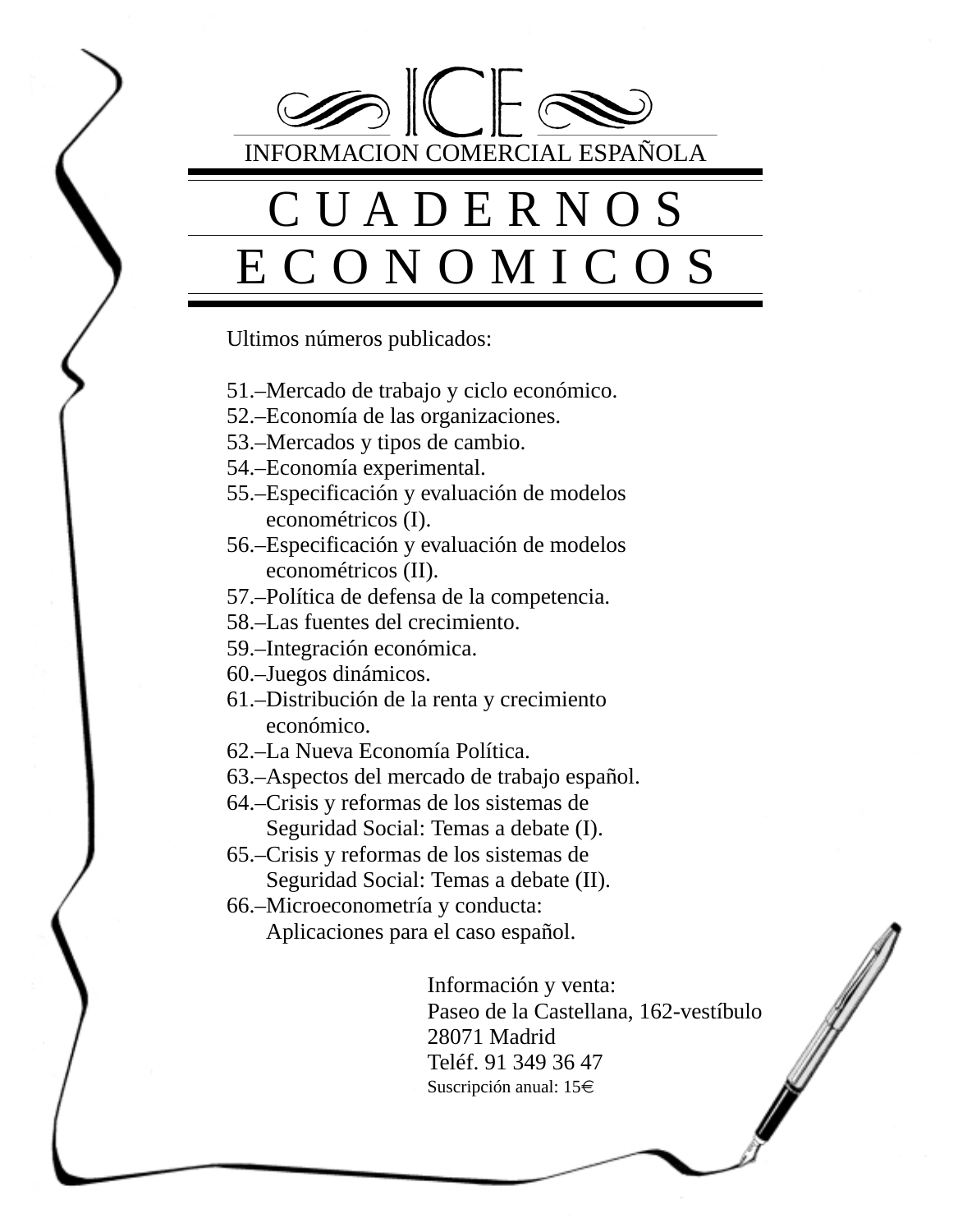ICE

INFORMACION COMERCIAL ESPAÑOLA

# CUADERNOS ECONOMICOS

Ultimos números publicados:

51.–Mercado de trabajo y ciclo económico.
52.–Economía de las organizaciones.
53.–Mercados y tipos de cambio.
54.–Economía experimental.
55.–Especificación y evaluación de modelos econométricos (I).
56.–Especificación y evaluación de modelos econométricos (II).
57.–Política de defensa de la competencia.
58.–Las fuentes del crecimiento.
59.–Integración económica.
60.–Juegos dinámicos.
61.–Distribución de la renta y crecimiento económico.
62.–La Nueva Economía Política.
63.–Aspectos del mercado de trabajo español.
64.–Crisis y reformas de los sistemas de Seguridad Social: Temas a debate (I).
65.–Crisis y reformas de los sistemas de Seguridad Social: Temas a debate (II).
66.–Microeconometría y conducta: Aplicaciones para el caso español.

Información y venta:
Paseo de la Castellana, 162-vestíbulo
28071 Madrid
Teléf. 91 349 36 47
Suscripción anual: 15€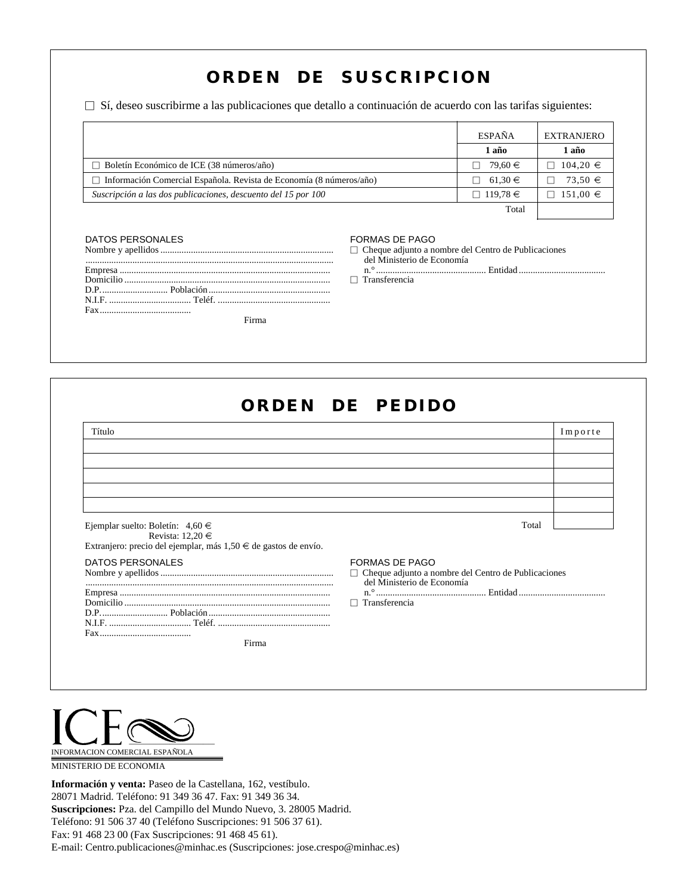# ORDEN DE SUSCRIPCION

☐ Sí, deseo suscribirme a las publicaciones que detallo a continuación de acuerdo con las tarifas siguientes:

| | ESPAÑA | EXTRANJERO |
|---|---|---|
| | **1 año** | **1 año** |
| ☐ Boletín Económico de ICE (38 números/año) | ☐ 79,60 € | ☐ 104,20 € |
| ☐ Información Comercial Española. Revista de Economía (8 números/año) | ☐ 61,30 € | ☐ 73,50 € |
| *Suscripción a las dos publicaciones, descuento del 15 por 100* | ☐ 119,78 € | ☐ 151,00 € |
| | Total | |

DATOS PERSONALES

Nombre y apellidos ........................................................................
.......................................................................................................
Empresa .........................................................................................
Domicilio .......................................................................................
D.P. ............................ Población ...................................................
N.I.F. ................................... Teléf. ................................................
Fax .......................................

Firma

FORMAS DE PAGO

☐ Cheque adjunto a nombre del Centro de Publicaciones del Ministerio de Economía n.° ............................................... Entidad .....................................

☐ Transferencia

# ORDEN DE PEDIDO

| Título | Importe |
|---|---|
| | |
| | |
| | |
| | |
| | |
| Total | |

Ejemplar suelto: Boletín: 4,60 €
Revista: 12,20 €
Extranjero: precio del ejemplar, más 1,50 € de gastos de envío.

DATOS PERSONALES

Nombre y apellidos ........................................................................
.......................................................................................................
Empresa .........................................................................................
Domicilio .......................................................................................
D.P. ............................ Población ...................................................
N.I.F. ................................... Teléf. ................................................
Fax .......................................

Firma

FORMAS DE PAGO

☐ Cheque adjunto a nombre del Centro de Publicaciones del Ministerio de Economía n.° ............................................... Entidad .....................................

☐ Transferencia

ICE
INFORMACION COMERCIAL ESPAÑOLA
MINISTERIO DE ECONOMIA

**Información y venta:** Paseo de la Castellana, 162, vestíbulo.
28071 Madrid. Teléfono: 91 349 36 47. Fax: 91 349 36 34.
**Suscripciones:** Pza. del Campillo del Mundo Nuevo, 3. 28005 Madrid.
Teléfono: 91 506 37 40 (Teléfono Suscripciones: 91 506 37 61).
Fax: 91 468 23 00 (Fax Suscripciones: 91 468 45 61).
E-mail: Centro.publicaciones@minhac.es (Suscripciones: jose.crespo@minhac.es)